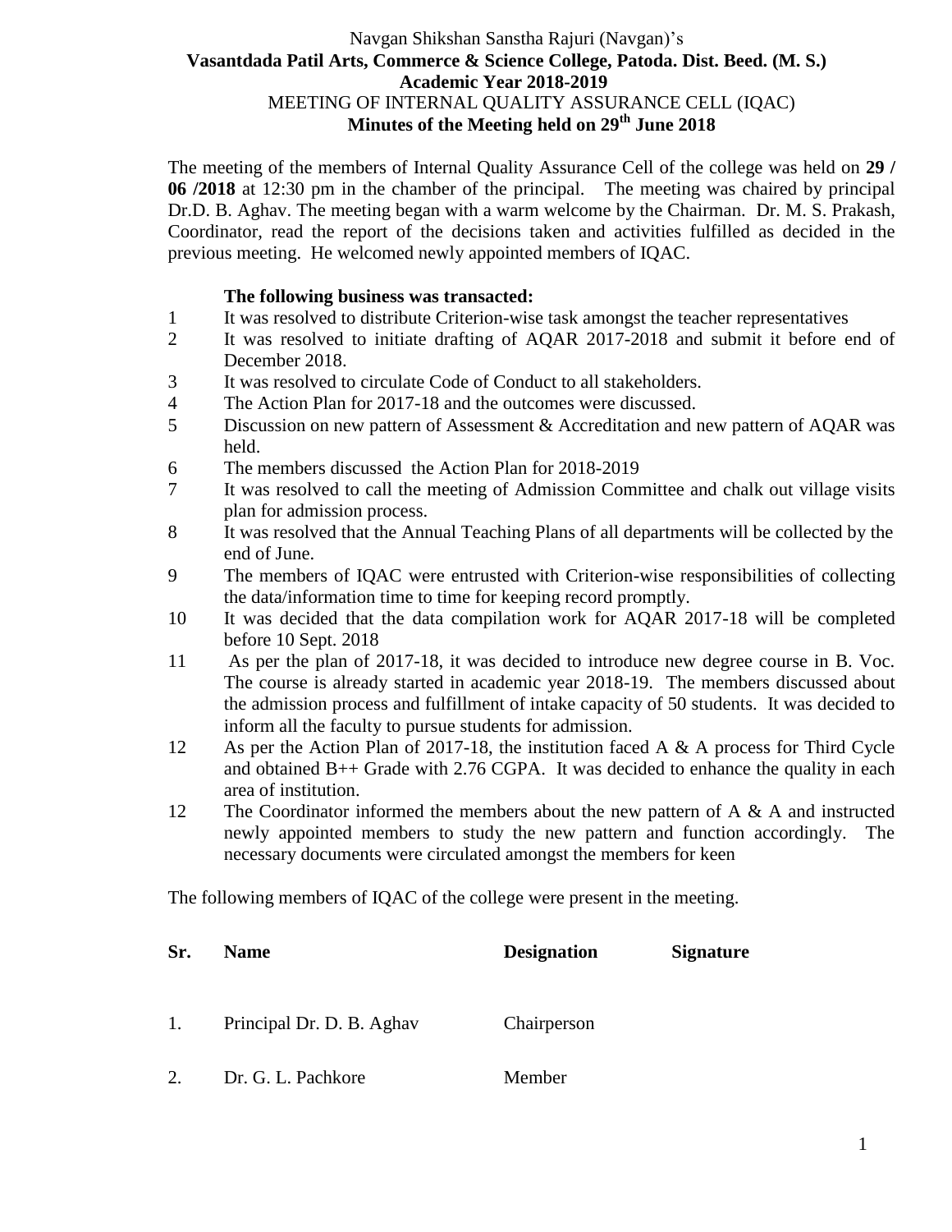Navgan Shikshan Sanstha Rajuri (Navgan)'s

**Vasantdada Patil Arts, Commerce & Science College, Patoda. Dist. Beed. (M. S.)**

**Academic Year 2018-2019**

MEETING OF INTERNAL QUALITY ASSURANCE CELL (IQAC)

**Minutes of the Meeting held on 29th June 2018**

The meeting of the members of Internal Quality Assurance Cell of the college was held on **29 / 06 /2018** at 12:30 pm in the chamber of the principal. The meeting was chaired by principal Dr.D. B. Aghav. The meeting began with a warm welcome by the Chairman. Dr. M. S. Prakash, Coordinator, read the report of the decisions taken and activities fulfilled as decided in the previous meeting. He welcomed newly appointed members of IQAC.

**The following business was transacted:**

1. It was resolved to distribute Criterion-wise task amongst the teacher representatives
2. It was resolved to initiate drafting of AQAR 2017-2018 and submit it before end of December 2018.
3. It was resolved to circulate Code of Conduct to all stakeholders.
4. The Action Plan for 2017-18 and the outcomes were discussed.
5. Discussion on new pattern of Assessment & Accreditation and new pattern of AQAR was held.
6. The members discussed the Action Plan for 2018-2019
7. It was resolved to call the meeting of Admission Committee and chalk out village visits plan for admission process.
8. It was resolved that the Annual Teaching Plans of all departments will be collected by the end of June.
9. The members of IQAC were entrusted with Criterion-wise responsibilities of collecting the data/information time to time for keeping record promptly.
10. It was decided that the data compilation work for AQAR 2017-18 will be completed before 10 Sept. 2018
11. As per the plan of 2017-18, it was decided to introduce new degree course in B. Voc. The course is already started in academic year 2018-19. The members discussed about the admission process and fulfillment of intake capacity of 50 students. It was decided to inform all the faculty to pursue students for admission.
12. As per the Action Plan of 2017-18, the institution faced A & A process for Third Cycle and obtained B++ Grade with 2.76 CGPA. It was decided to enhance the quality in each area of institution.
12. The Coordinator informed the members about the new pattern of A & A and instructed newly appointed members to study the new pattern and function accordingly. The necessary documents were circulated amongst the members for keen

The following members of IQAC of the college were present in the meeting.

| Sr. | Name | Designation | Signature |
|---|---|---|---|
| 1. | Principal Dr. D. B. Aghav | Chairperson | |
| 2. | Dr. G. L. Pachkore | Member | |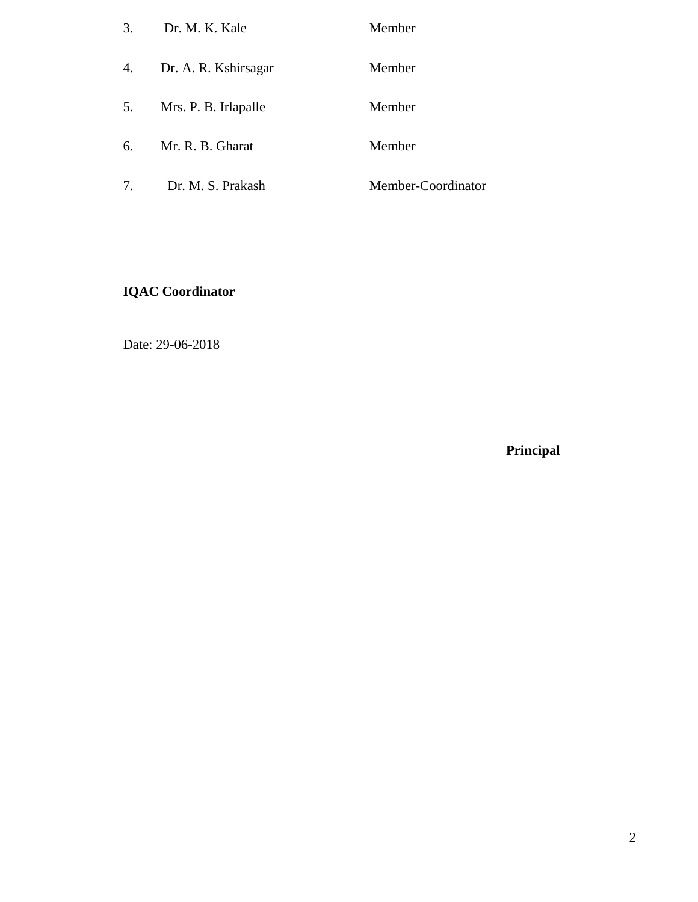| | | |
|---|---|---|
| 3. | Dr. M. K. Kale | Member |
| 4. | Dr. A. R. Kshirsagar | Member |
| 5. | Mrs. P. B. Irlapalle | Member |
| 6. | Mr. R. B. Gharat | Member |
| 7. | Dr. M. S. Prakash | Member-Coordinator |

**IQAC Coordinator**

Date: 29-06-2018

**Principal**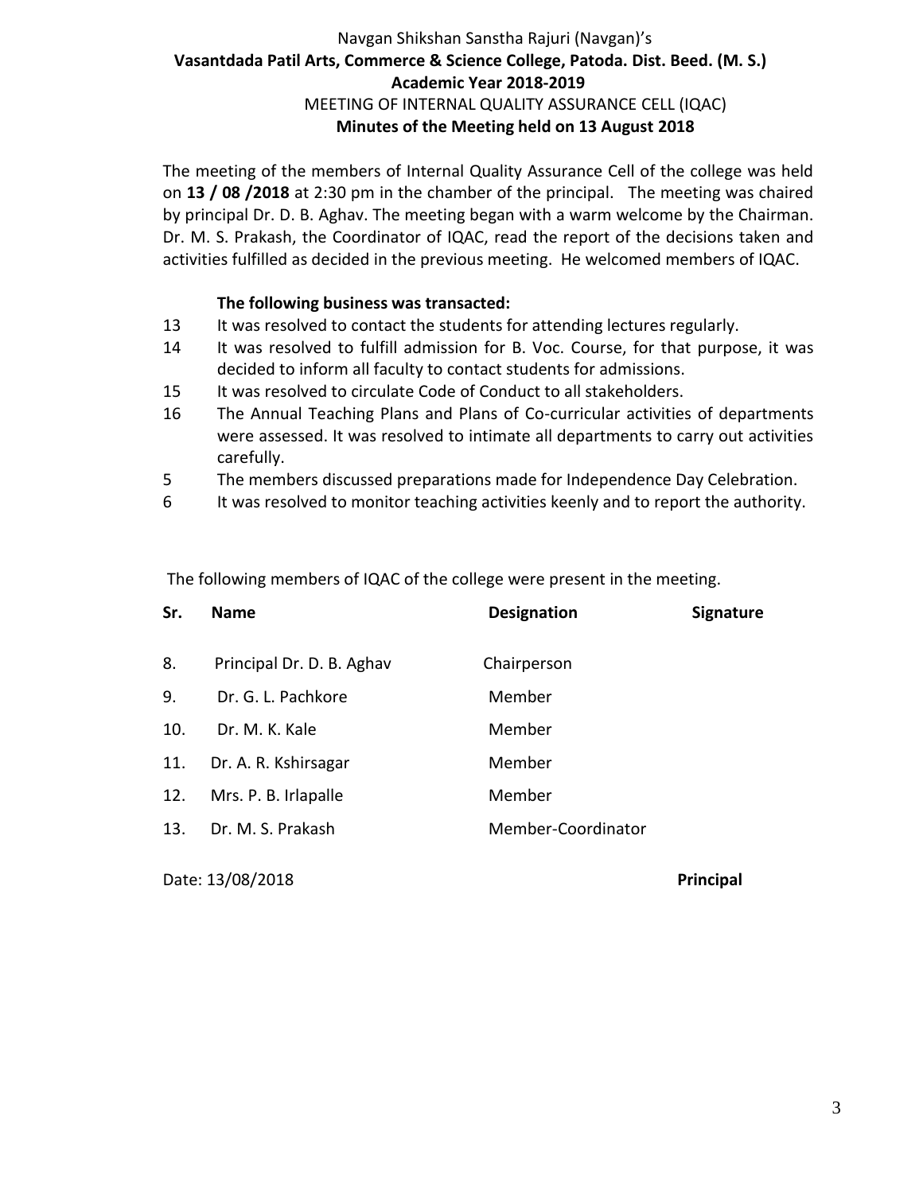Navgan Shikshan Sanstha Rajuri (Navgan)'s

**Vasantdada Patil Arts, Commerce & Science College, Patoda. Dist. Beed. (M. S.)**

**Academic Year 2018-2019**

MEETING OF INTERNAL QUALITY ASSURANCE CELL (IQAC)

**Minutes of the Meeting held on 13 August 2018**

The meeting of the members of Internal Quality Assurance Cell of the college was held on **13 / 08 /2018** at 2:30 pm in the chamber of the principal. The meeting was chaired by principal Dr. D. B. Aghav. The meeting began with a warm welcome by the Chairman. Dr. M. S. Prakash, the Coordinator of IQAC, read the report of the decisions taken and activities fulfilled as decided in the previous meeting. He welcomed members of IQAC.

**The following business was transacted:**

13 It was resolved to contact the students for attending lectures regularly.

14 It was resolved to fulfill admission for B. Voc. Course, for that purpose, it was decided to inform all faculty to contact students for admissions.

15 It was resolved to circulate Code of Conduct to all stakeholders.

16 The Annual Teaching Plans and Plans of Co-curricular activities of departments were assessed. It was resolved to intimate all departments to carry out activities carefully.

5 The members discussed preparations made for Independence Day Celebration.

6 It was resolved to monitor teaching activities keenly and to report the authority.

The following members of IQAC of the college were present in the meeting.

| Sr. | Name | Designation | Signature |
|---|---|---|---|
| 8. | Principal Dr. D. B. Aghav | Chairperson | |
| 9. | Dr. G. L. Pachkore | Member | |
| 10. | Dr. M. K. Kale | Member | |
| 11. | Dr. A. R. Kshirsagar | Member | |
| 12. | Mrs. P. B. Irlapalle | Member | |
| 13. | Dr. M. S. Prakash | Member-Coordinator | |

Date: 13/08/2018

**Principal**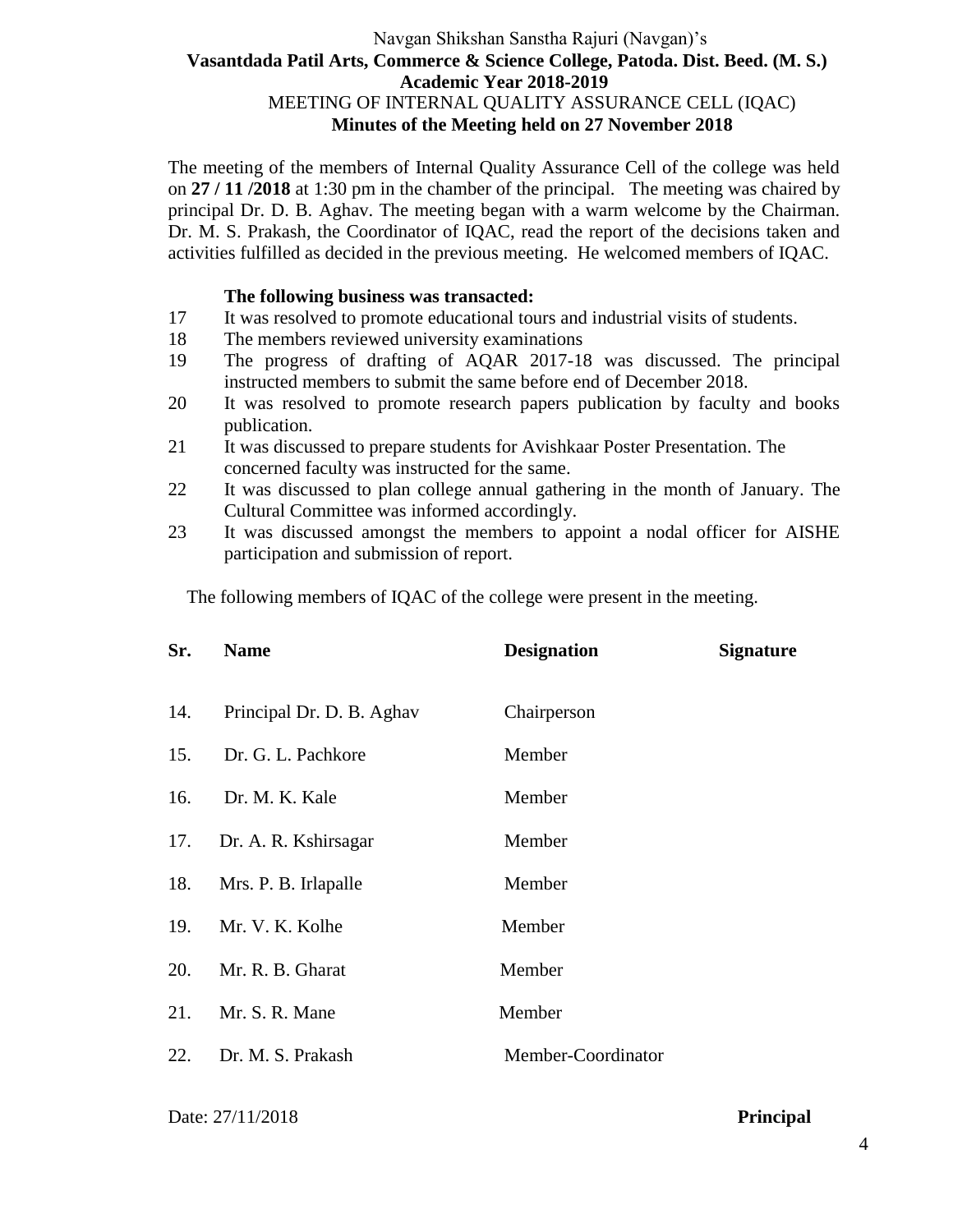Navgan Shikshan Sanstha Rajuri (Navgan)'s

**Vasantdada Patil Arts, Commerce & Science College, Patoda. Dist. Beed. (M. S.)**

**Academic Year 2018-2019**

MEETING OF INTERNAL QUALITY ASSURANCE CELL (IQAC)

**Minutes of the Meeting held on 27 November 2018**

The meeting of the members of Internal Quality Assurance Cell of the college was held on **27 / 11 /2018** at 1:30 pm in the chamber of the principal. The meeting was chaired by principal Dr. D. B. Aghav. The meeting began with a warm welcome by the Chairman. Dr. M. S. Prakash, the Coordinator of IQAC, read the report of the decisions taken and activities fulfilled as decided in the previous meeting. He welcomed members of IQAC.

**The following business was transacted:**

17. It was resolved to promote educational tours and industrial visits of students.
18. The members reviewed university examinations
19. The progress of drafting of AQAR 2017-18 was discussed. The principal instructed members to submit the same before end of December 2018.
20. It was resolved to promote research papers publication by faculty and books publication.
21. It was discussed to prepare students for Avishkaar Poster Presentation. The concerned faculty was instructed for the same.
22. It was discussed to plan college annual gathering in the month of January. The Cultural Committee was informed accordingly.
23. It was discussed amongst the members to appoint a nodal officer for AISHE participation and submission of report.

The following members of IQAC of the college were present in the meeting.

| Sr. | Name | Designation | Signature |
|---|---|---|---|
| 14. | Principal Dr. D. B. Aghav | Chairperson | |
| 15. | Dr. G. L. Pachkore | Member | |
| 16. | Dr. M. K. Kale | Member | |
| 17. | Dr. A. R. Kshirsagar | Member | |
| 18. | Mrs. P. B. Irlapalle | Member | |
| 19. | Mr. V. K. Kolhe | Member | |
| 20. | Mr. R. B. Gharat | Member | |
| 21. | Mr. S. R. Mane | Member | |
| 22. | Dr. M. S. Prakash | Member-Coordinator | |

Date: 27/11/2018

**Principal**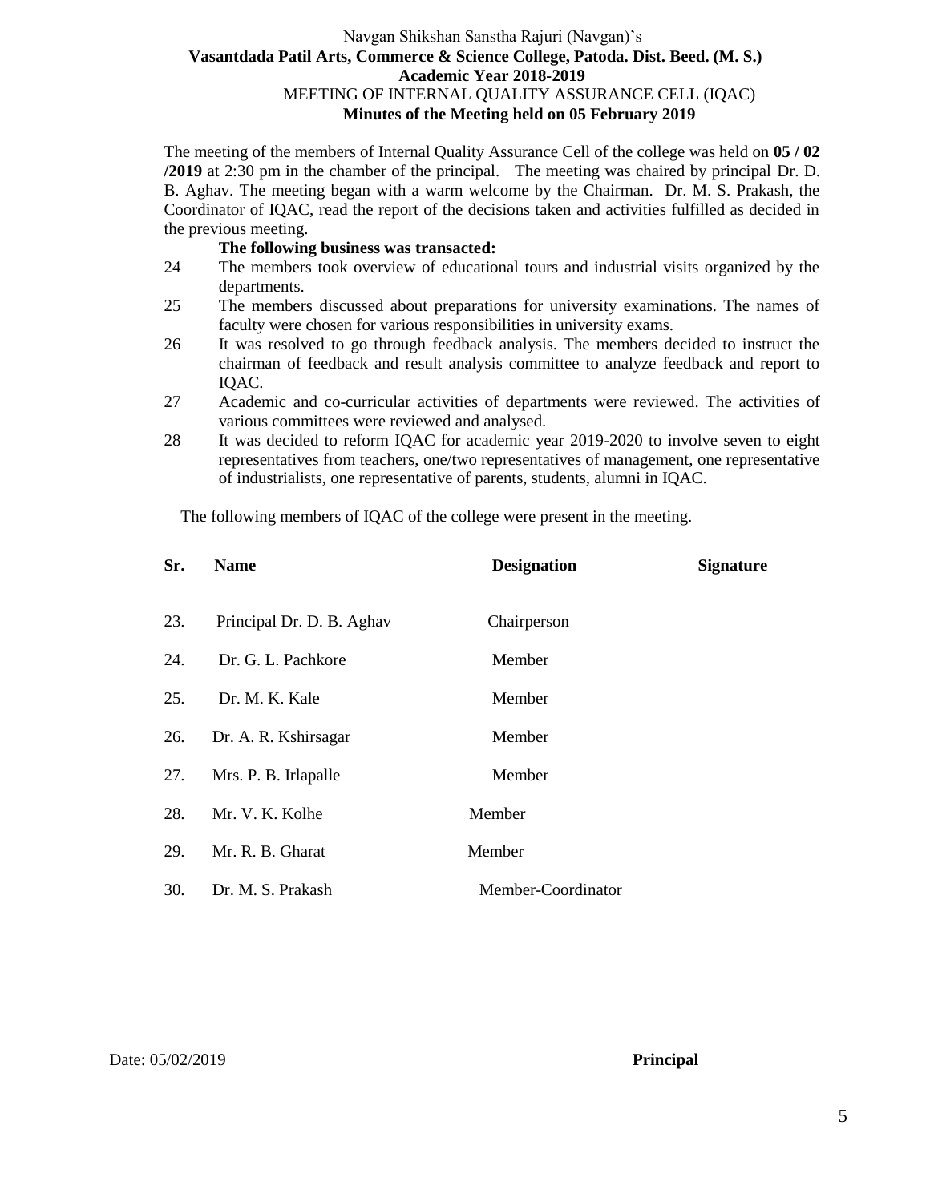Navgan Shikshan Sanstha Rajuri (Navgan)'s

**Vasantdada Patil Arts, Commerce & Science College, Patoda. Dist. Beed. (M. S.)**

**Academic Year 2018-2019**

MEETING OF INTERNAL QUALITY ASSURANCE CELL (IQAC)

**Minutes of the Meeting held on 05 February 2019**

The meeting of the members of Internal Quality Assurance Cell of the college was held on **05 / 02 /2019** at 2:30 pm in the chamber of the principal. The meeting was chaired by principal Dr. D. B. Aghav. The meeting began with a warm welcome by the Chairman. Dr. M. S. Prakash, the Coordinator of IQAC, read the report of the decisions taken and activities fulfilled as decided in the previous meeting.

**The following business was transacted:**

24 The members took overview of educational tours and industrial visits organized by the departments.

25 The members discussed about preparations for university examinations. The names of faculty were chosen for various responsibilities in university exams.

26 It was resolved to go through feedback analysis. The members decided to instruct the chairman of feedback and result analysis committee to analyze feedback and report to IQAC.

27 Academic and co-curricular activities of departments were reviewed. The activities of various committees were reviewed and analysed.

28 It was decided to reform IQAC for academic year 2019-2020 to involve seven to eight representatives from teachers, one/two representatives of management, one representative of industrialists, one representative of parents, students, alumni in IQAC.

The following members of IQAC of the college were present in the meeting.

| Sr. | Name | Designation | Signature |
|---|---|---|---|
| 23. | Principal Dr. D. B. Aghav | Chairperson | |
| 24. | Dr. G. L. Pachkore | Member | |
| 25. | Dr. M. K. Kale | Member | |
| 26. | Dr. A. R. Kshirsagar | Member | |
| 27. | Mrs. P. B. Irlapalle | Member | |
| 28. | Mr. V. K. Kolhe | Member | |
| 29. | Mr. R. B. Gharat | Member | |
| 30. | Dr. M. S. Prakash | Member-Coordinator | |

Date: 05/02/2019 **Principal**